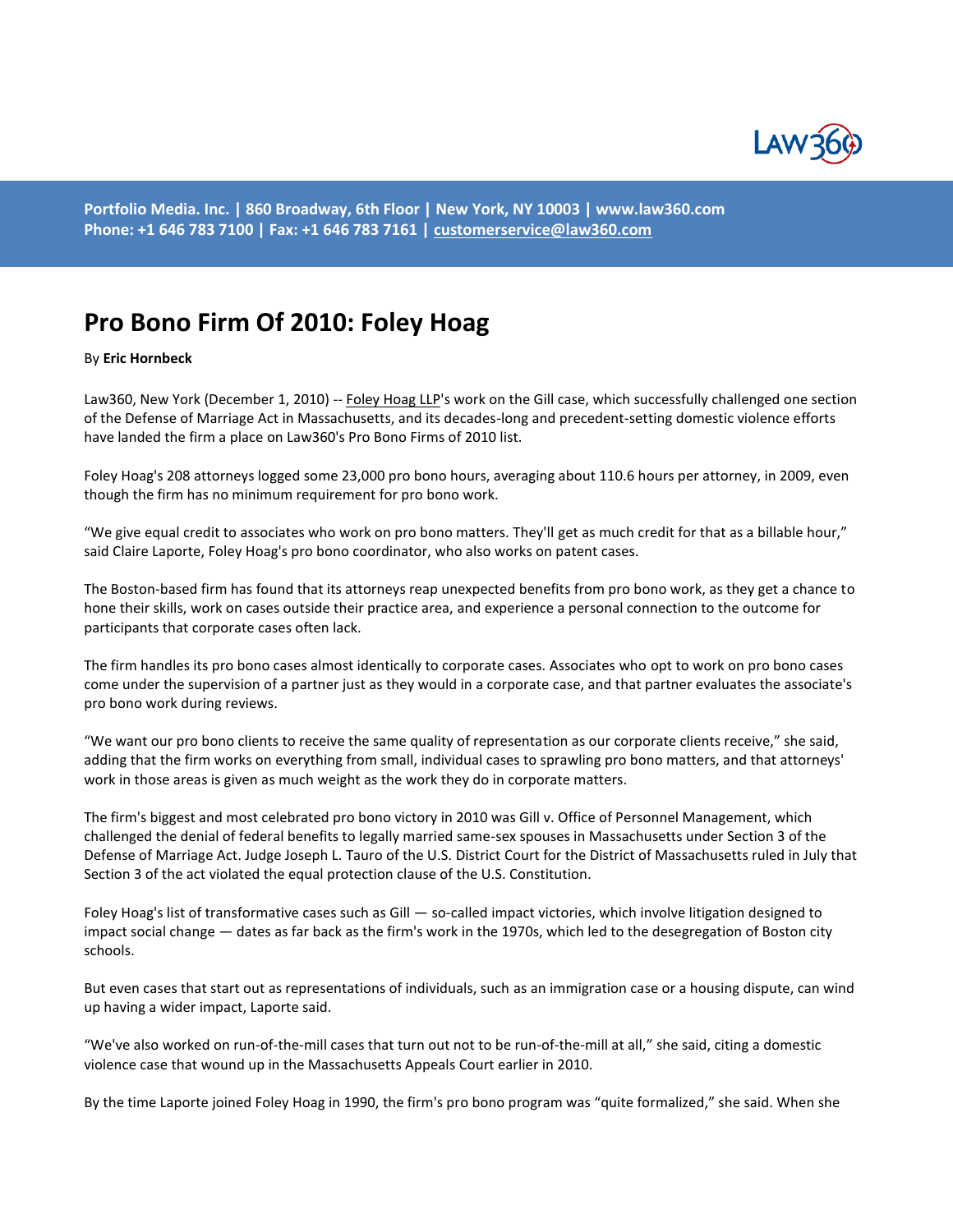# Pro Bono Firm Of 2010: Foley Hoag

By **Eric Hornbeck**

Law360, New York (December 1, 2010) -- Foley Hoag LLP's work on the Gill case, which successfully challenged one section of the Defense of Marriage Act in Massachusetts, and its decades-long and precedent-setting domestic violence efforts have landed the firm a place on Law360's Pro Bono Firms of 2010 list.

Foley Hoag's 208 attorneys logged some 23,000 pro bono hours, averaging about 110.6 hours per attorney, in 2009, even though the firm has no minimum requirement for pro bono work.

"We give equal credit to associates who work on pro bono matters. They'll get as much credit for that as a billable hour," said Claire Laporte, Foley Hoag's pro bono coordinator, who also works on patent cases.

The Boston-based firm has found that its attorneys reap unexpected benefits from pro bono work, as they get a chance to hone their skills, work on cases outside their practice area, and experience a personal connection to the outcome for participants that corporate cases often lack.

The firm handles its pro bono cases almost identically to corporate cases. Associates who opt to work on pro bono cases come under the supervision of a partner just as they would in a corporate case, and that partner evaluates the associate's pro bono work during reviews.

"We want our pro bono clients to receive the same quality of representation as our corporate clients receive," she said, adding that the firm works on everything from small, individual cases to sprawling pro bono matters, and that attorneys' work in those areas is given as much weight as the work they do in corporate matters.

The firm's biggest and most celebrated pro bono victory in 2010 was Gill v. Office of Personnel Management, which challenged the denial of federal benefits to legally married same-sex spouses in Massachusetts under Section 3 of the Defense of Marriage Act. Judge Joseph L. Tauro of the U.S. District Court for the District of Massachusetts ruled in July that Section 3 of the act violated the equal protection clause of the U.S. Constitution.

Foley Hoag's list of transformative cases such as Gill — so-called impact victories, which involve litigation designed to impact social change — dates as far back as the firm's work in the 1970s, which led to the desegregation of Boston city schools.

But even cases that start out as representations of individuals, such as an immigration case or a housing dispute, can wind up having a wider impact, Laporte said.

"We've also worked on run-of-the-mill cases that turn out not to be run-of-the-mill at all," she said, citing a domestic violence case that wound up in the Massachusetts Appeals Court earlier in 2010.

By the time Laporte joined Foley Hoag in 1990, the firm's pro bono program was "quite formalized," she said. When she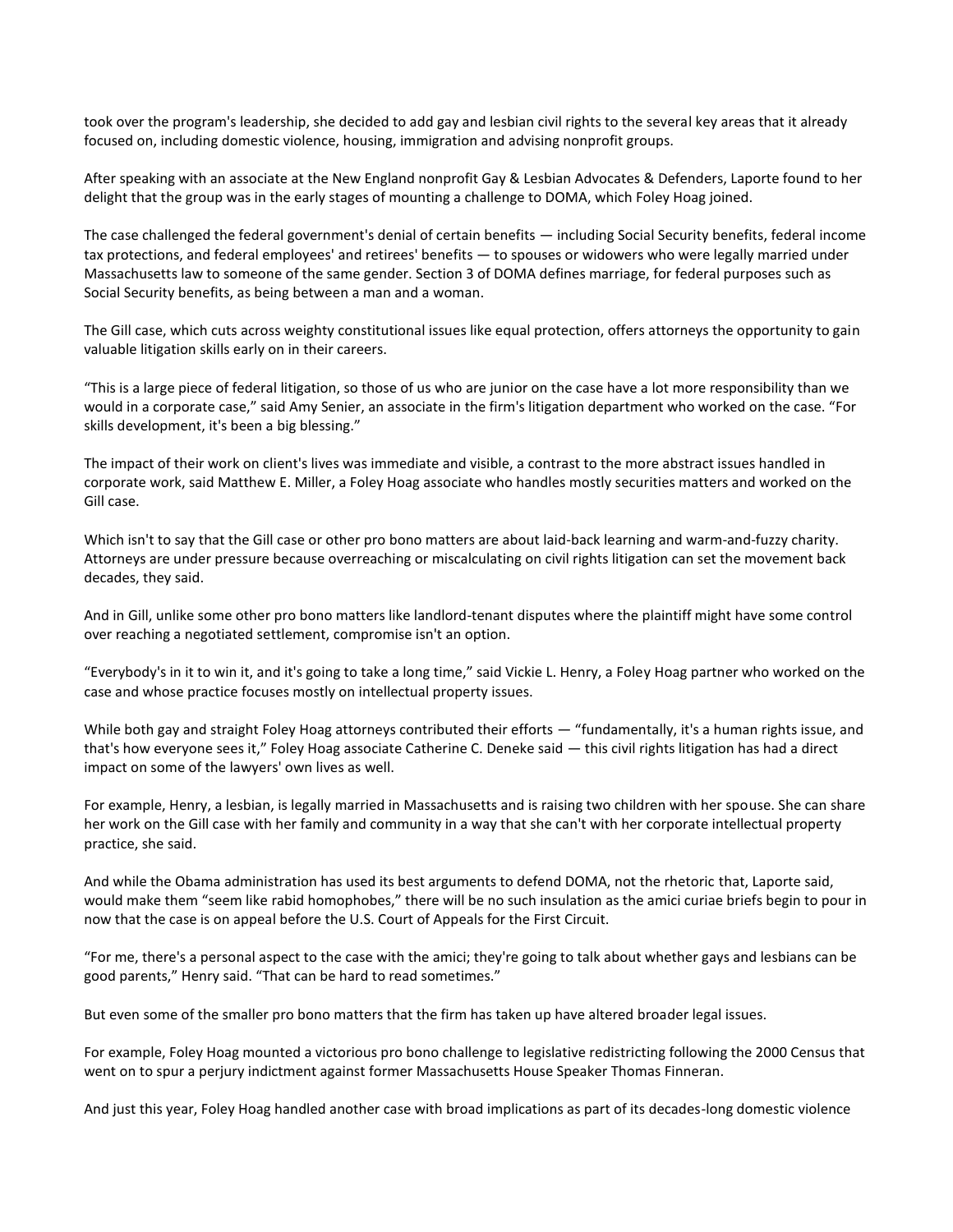took over the program's leadership, she decided to add gay and lesbian civil rights to the several key areas that it already focused on, including domestic violence, housing, immigration and advising nonprofit groups.

After speaking with an associate at the New England nonprofit Gay & Lesbian Advocates & Defenders, Laporte found to her delight that the group was in the early stages of mounting a challenge to DOMA, which Foley Hoag joined.

The case challenged the federal government's denial of certain benefits — including Social Security benefits, federal income tax protections, and federal employees' and retirees' benefits — to spouses or widowers who were legally married under Massachusetts law to someone of the same gender. Section 3 of DOMA defines marriage, for federal purposes such as Social Security benefits, as being between a man and a woman.

The Gill case, which cuts across weighty constitutional issues like equal protection, offers attorneys the opportunity to gain valuable litigation skills early on in their careers.

"This is a large piece of federal litigation, so those of us who are junior on the case have a lot more responsibility than we would in a corporate case," said Amy Senier, an associate in the firm's litigation department who worked on the case. "For skills development, it's been a big blessing."

The impact of their work on client's lives was immediate and visible, a contrast to the more abstract issues handled in corporate work, said Matthew E. Miller, a Foley Hoag associate who handles mostly securities matters and worked on the Gill case.

Which isn't to say that the Gill case or other pro bono matters are about laid-back learning and warm-and-fuzzy charity. Attorneys are under pressure because overreaching or miscalculating on civil rights litigation can set the movement back decades, they said.

And in Gill, unlike some other pro bono matters like landlord-tenant disputes where the plaintiff might have some control over reaching a negotiated settlement, compromise isn't an option.

"Everybody's in it to win it, and it's going to take a long time," said Vickie L. Henry, a Foley Hoag partner who worked on the case and whose practice focuses mostly on intellectual property issues.

While both gay and straight Foley Hoag attorneys contributed their efforts — "fundamentally, it's a human rights issue, and that's how everyone sees it," Foley Hoag associate Catherine C. Deneke said — this civil rights litigation has had a direct impact on some of the lawyers' own lives as well.

For example, Henry, a lesbian, is legally married in Massachusetts and is raising two children with her spouse. She can share her work on the Gill case with her family and community in a way that she can't with her corporate intellectual property practice, she said.

And while the Obama administration has used its best arguments to defend DOMA, not the rhetoric that, Laporte said, would make them "seem like rabid homophobes," there will be no such insulation as the amici curiae briefs begin to pour in now that the case is on appeal before the U.S. Court of Appeals for the First Circuit.

"For me, there's a personal aspect to the case with the amici; they're going to talk about whether gays and lesbians can be good parents," Henry said. "That can be hard to read sometimes."

But even some of the smaller pro bono matters that the firm has taken up have altered broader legal issues.

For example, Foley Hoag mounted a victorious pro bono challenge to legislative redistricting following the 2000 Census that went on to spur a perjury indictment against former Massachusetts House Speaker Thomas Finneran.

And just this year, Foley Hoag handled another case with broad implications as part of its decades-long domestic violence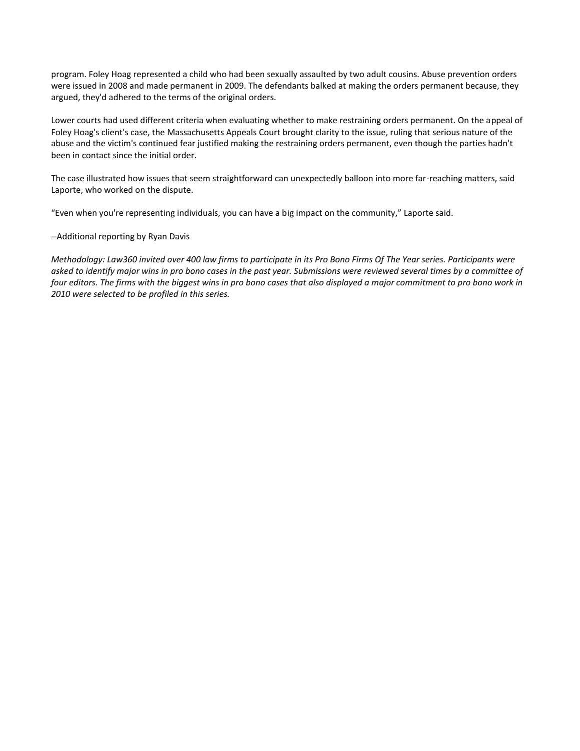program. Foley Hoag represented a child who had been sexually assaulted by two adult cousins. Abuse prevention orders were issued in 2008 and made permanent in 2009. The defendants balked at making the orders permanent because, they argued, they'd adhered to the terms of the original orders.

Lower courts had used different criteria when evaluating whether to make restraining orders permanent. On the appeal of Foley Hoag's client's case, the Massachusetts Appeals Court brought clarity to the issue, ruling that serious nature of the abuse and the victim's continued fear justified making the restraining orders permanent, even though the parties hadn't been in contact since the initial order.

The case illustrated how issues that seem straightforward can unexpectedly balloon into more far-reaching matters, said Laporte, who worked on the dispute.

“Even when you're representing individuals, you can have a big impact on the community,” Laporte said.

--Additional reporting by Ryan Davis

*Methodology: Law360 invited over 400 law firms to participate in its Pro Bono Firms Of The Year series. Participants were asked to identify major wins in pro bono cases in the past year. Submissions were reviewed several times by a committee of four editors. The firms with the biggest wins in pro bono cases that also displayed a major commitment to pro bono work in 2010 were selected to be profiled in this series.*